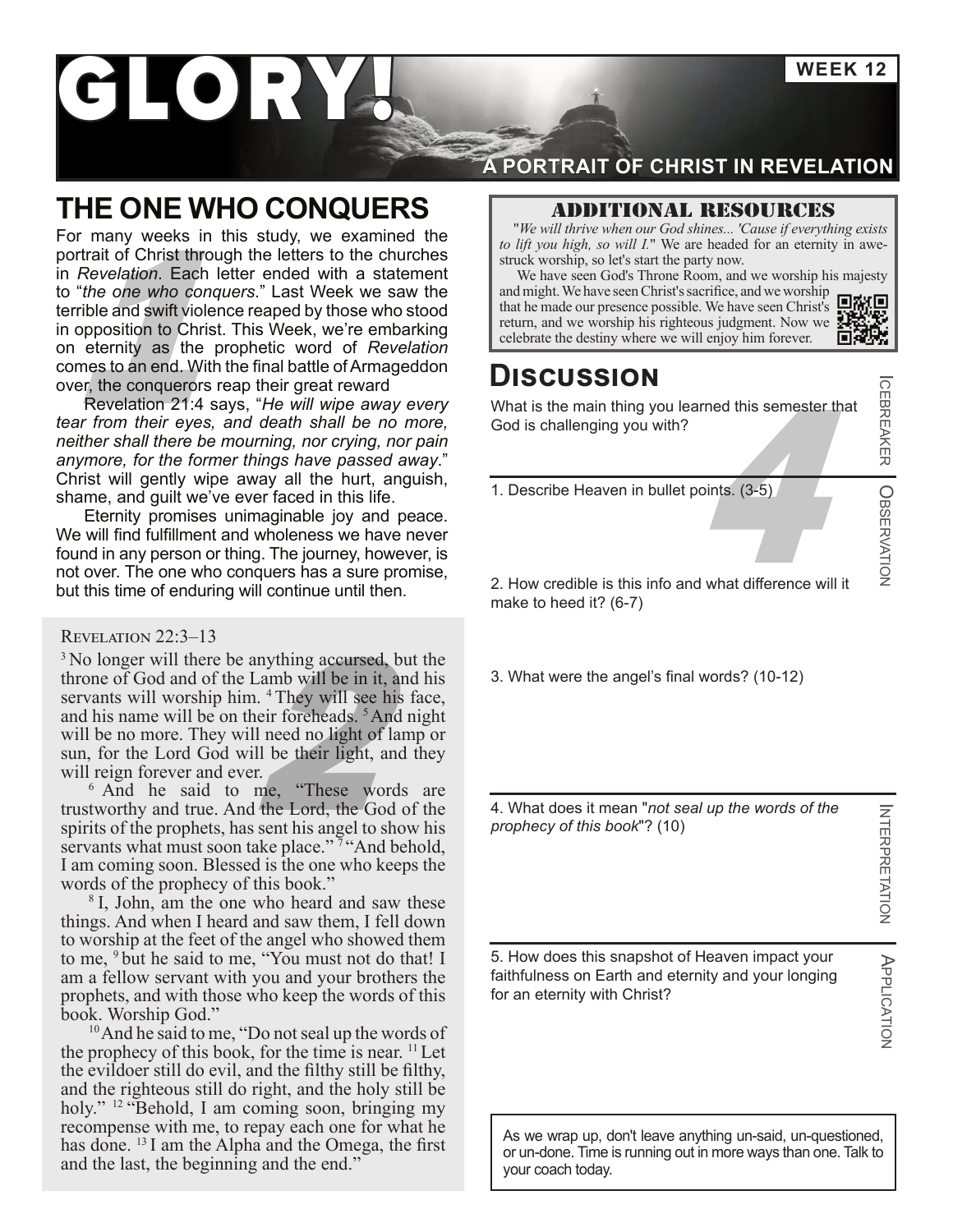# GLORY!

**WEEK 12**

**A PORTRAIT OF CHRIST IN REVELATION**

## THE ONE WHO CONQUERS

For many weeks in this study, we examined the portrait of Christ through the letters to the churches in *Revelation*. Each letter ended with a statement to "*the one who conquers*." Last Week we saw the terrible and swift violence reaped by those who stood in opposition to Christ. This Week, we're embarking on eternity as the prophetic word of *Revelation* comes to an end. With the final battle of Armageddon over, the conquerors reap their great reward

Revelation 21:4 says, "*He will wipe away every tear from their eyes, and death shall be no more, neither shall there be mourning, nor crying, nor pain anymore, for the former things have passed away*." Christ will gently wipe away all the hurt, anguish, shame, and guilt we've ever faced in this life.

Eternity promises unimaginable joy and peace. We will find fulfillment and wholeness we have never found in any person or thing. The journey, however, is not over. The one who conquers has a sure promise, but this time of enduring will continue until then.

Revelation 22:3–13

[3] No longer will there be anything accursed, but the throne of God and of the Lamb will be in it, and his servants will worship him. [4] They will see his face, and his name will be on their foreheads. [5] And night will be no more. They will need no light of lamp or sun, for the Lord God will be their light, and they will reign forever and ever.

[6] And he said to me, "These words are trustworthy and true. And the Lord, the God of the spirits of the prophets, has sent his angel to show his servants what must soon take place." [7] "And behold, I am coming soon. Blessed is the one who keeps the words of the prophecy of this book."

[8] I, John, am the one who heard and saw these things. And when I heard and saw them, I fell down to worship at the feet of the angel who showed them to me, [9] but he said to me, "You must not do that! I am a fellow servant with you and your brothers the prophets, and with those who keep the words of this book. Worship God."

[10] And he said to me, "Do not seal up the words of the prophecy of this book, for the time is near. [11] Let the evildoer still do evil, and the filthy still be filthy, and the righteous still do right, and the holy still be holy." [12] "Behold, I am coming soon, bringing my recompense with me, to repay each one for what he has done. [13] I am the Alpha and the Omega, the first and the last, the beginning and the end."

### ADDITIONAL RESOURCES

"*We will thrive when our God shines... 'Cause if everything exists to lift you high, so will I.*" We are headed for an eternity in awe-struck worship, so let's start the party now.

We have seen God's Throne Room, and we worship his majesty and might. We have seen Christ's sacrifice, and we worship that he made our presence possible. We have seen Christ's return, and we worship his righteous judgment. Now we celebrate the destiny where we will enjoy him forever.

## Discussion

**Icebreaker**

What is the main thing you learned this semester that God is challenging you with?

**Observation**

1. Describe Heaven in bullet points. (3-5)

2. How credible is this info and what difference will it make to heed it? (6-7)

3. What were the angel's final words? (10-12)

**Interpretation**

4. What does it mean "*not seal up the words of the prophecy of this book*"? (10)

**Application**

5. How does this snapshot of Heaven impact your faithfulness on Earth and eternity and your longing for an eternity with Christ?

As we wrap up, don't leave anything un-said, un-questioned, or un-done. Time is running out in more ways than one. Talk to your coach today.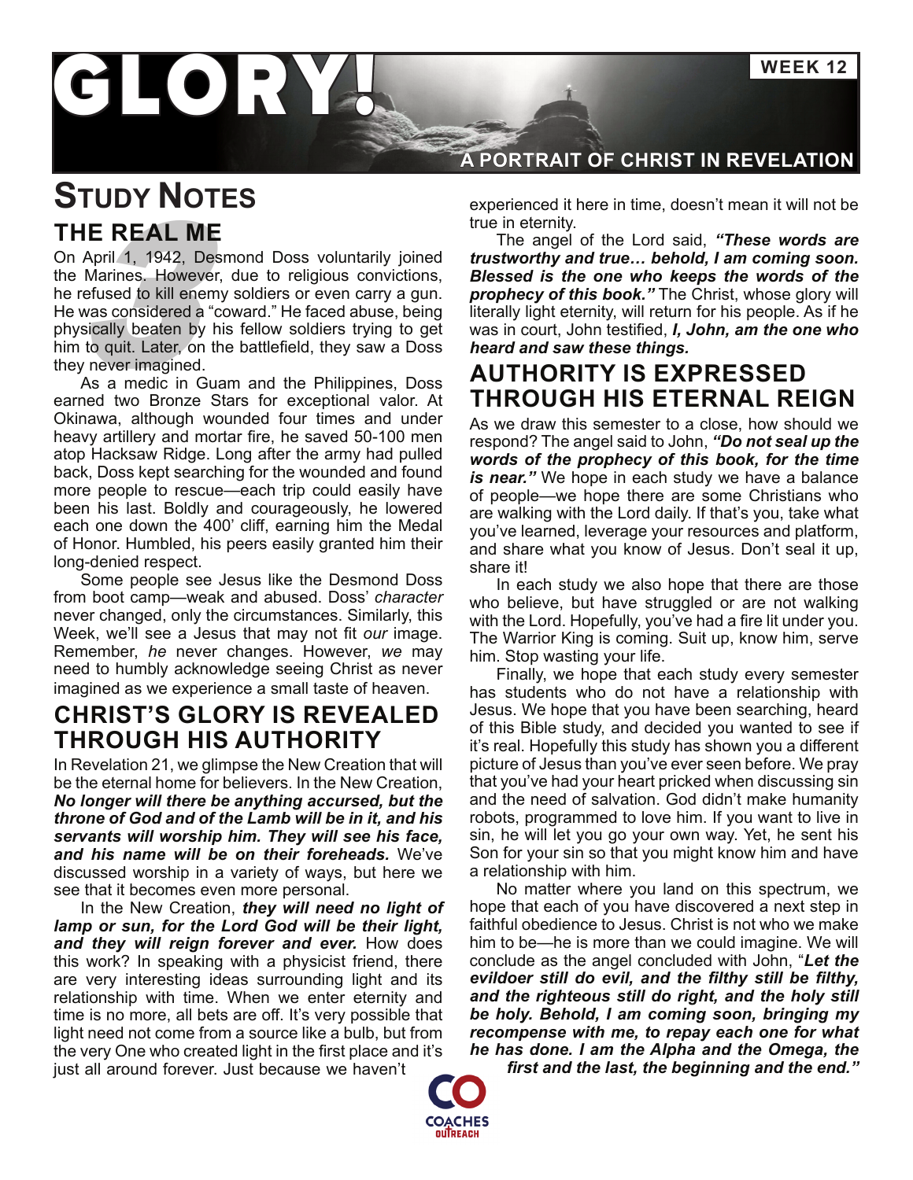# GLORY!

WEEK 12

A PORTRAIT OF CHRIST IN REVELATION

## Study Notes

### THE REAL ME

On April 1, 1942, Desmond Doss voluntarily joined the Marines. However, due to religious convictions, he refused to kill enemy soldiers or even carry a gun. He was considered a "coward." He faced abuse, being physically beaten by his fellow soldiers trying to get him to quit. Later, on the battlefield, they saw a Doss they never imagined.

As a medic in Guam and the Philippines, Doss earned two Bronze Stars for exceptional valor. At Okinawa, although wounded four times and under heavy artillery and mortar fire, he saved 50-100 men atop Hacksaw Ridge. Long after the army had pulled back, Doss kept searching for the wounded and found more people to rescue—each trip could easily have been his last. Boldly and courageously, he lowered each one down the 400' cliff, earning him the Medal of Honor. Humbled, his peers easily granted him their long-denied respect.

Some people see Jesus like the Desmond Doss from boot camp—weak and abused. Doss' *character* never changed, only the circumstances. Similarly, this Week, we'll see a Jesus that may not fit *our* image. Remember, *he* never changes. However, *we* may need to humbly acknowledge seeing Christ as never imagined as we experience a small taste of heaven.

### CHRIST'S GLORY IS REVEALED THROUGH HIS AUTHORITY

In Revelation 21, we glimpse the New Creation that will be the eternal home for believers. In the New Creation, ***No longer will there be anything accursed, but the throne of God and of the Lamb will be in it, and his servants will worship him. They will see his face, and his name will be on their foreheads.*** We've discussed worship in a variety of ways, but here we see that it becomes even more personal.

In the New Creation, ***they will need no light of lamp or sun, for the Lord God will be their light, and they will reign forever and ever.*** How does this work? In speaking with a physicist friend, there are very interesting ideas surrounding light and its relationship with time. When we enter eternity and time is no more, all bets are off. It's very possible that light need not come from a source like a bulb, but from the very One who created light in the first place and it's just all around forever. Just because we haven't experienced it here in time, doesn't mean it will not be true in eternity.

The angel of the Lord said, ***"These words are trustworthy and true… behold, I am coming soon. Blessed is the one who keeps the words of the prophecy of this book."*** The Christ, whose glory will literally light eternity, will return for his people. As if he was in court, John testified, ***I, John, am the one who heard and saw these things.***

### AUTHORITY IS EXPRESSED THROUGH HIS ETERNAL REIGN

As we draw this semester to a close, how should we respond? The angel said to John, ***"Do not seal up the words of the prophecy of this book, for the time is near."*** We hope in each study we have a balance of people—we hope there are some Christians who are walking with the Lord daily. If that's you, take what you've learned, leverage your resources and platform, and share what you know of Jesus. Don't seal it up, share it!

In each study we also hope that there are those who believe, but have struggled or are not walking with the Lord. Hopefully, you've had a fire lit under you. The Warrior King is coming. Suit up, know him, serve him. Stop wasting your life.

Finally, we hope that each study every semester has students who do not have a relationship with Jesus. We hope that you have been searching, heard of this Bible study, and decided you wanted to see if it's real. Hopefully this study has shown you a different picture of Jesus than you've ever seen before. We pray that you've had your heart pricked when discussing sin and the need of salvation. God didn't make humanity robots, programmed to love him. If you want to live in sin, he will let you go your own way. Yet, he sent his Son for your sin so that you might know him and have a relationship with him.

No matter where you land on this spectrum, we hope that each of you have discovered a next step in faithful obedience to Jesus. Christ is not who we make him to be—he is more than we could imagine. We will conclude as the angel concluded with John, "***Let the evildoer still do evil, and the filthy still be filthy, and the righteous still do right, and the holy still be holy. Behold, I am coming soon, bringing my recompense with me, to repay each one for what he has done. I am the Alpha and the Omega, the first and the last, the beginning and the end."***

COACHES OUTREACH